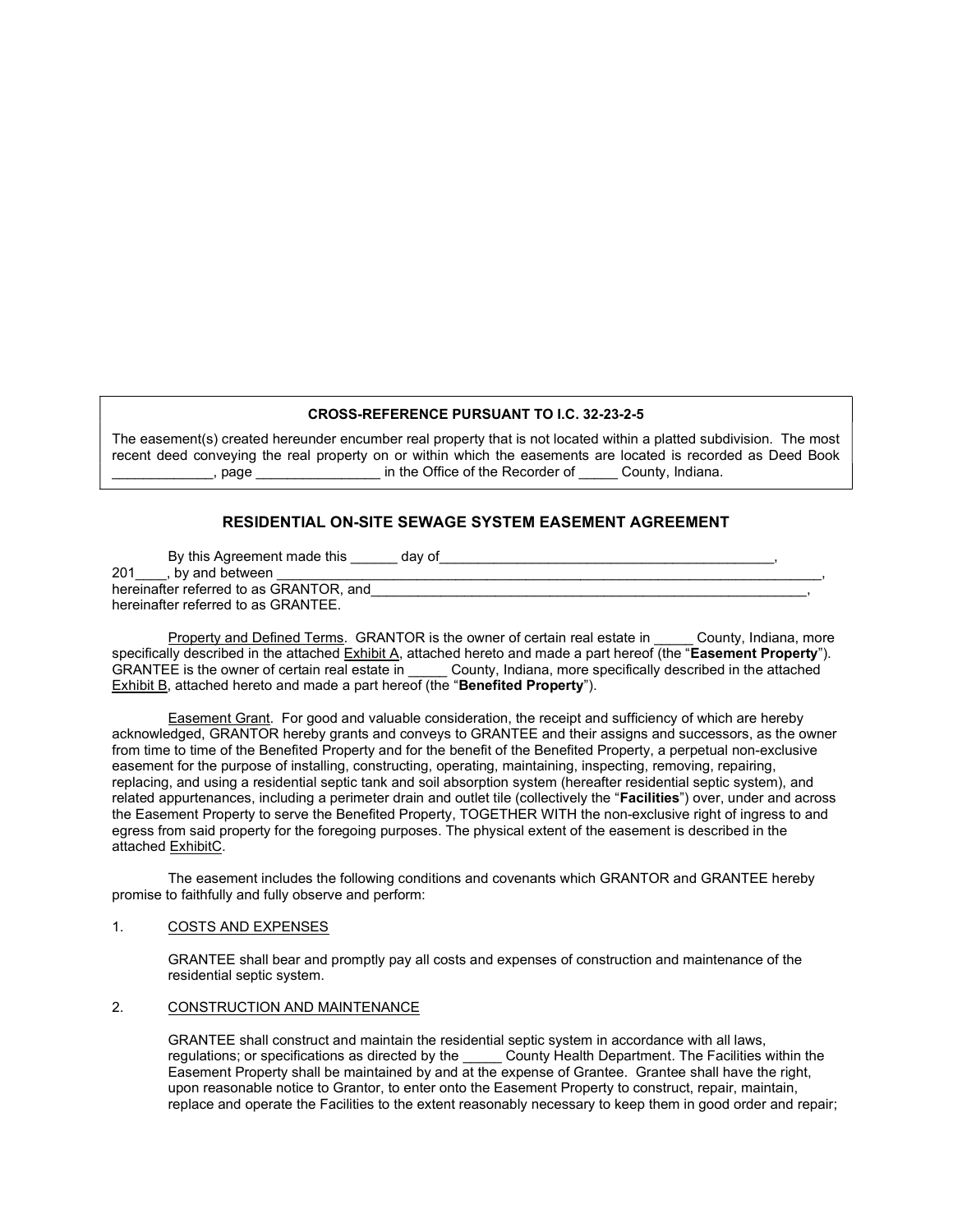**CROSS-REFERENCE PURSUANT TO I.C. 32-23-2-5**

The easement(s) created hereunder encumber real property that is not located within a platted subdivision. The most recent deed conveying the real property on or within which the easements are located is recorded as Deed Book _____________, page ________________ in the Office of the Recorder of _____ County, Indiana.

## RESIDENTIAL ON-SITE SEWAGE SYSTEM EASEMENT AGREEMENT

By this Agreement made this ______ day of____________________________________________, 201____, by and between ____________________________________________________________________________, hereinafter referred to as GRANTOR, and____________________________________________________________, hereinafter referred to as GRANTEE.

Property and Defined Terms. GRANTOR is the owner of certain real estate in _____ County, Indiana, more specifically described in the attached Exhibit A, attached hereto and made a part hereof (the "**Easement Property**"). GRANTEE is the owner of certain real estate in _____ County, Indiana, more specifically described in the attached Exhibit B, attached hereto and made a part hereof (the "**Benefited Property**").

Easement Grant. For good and valuable consideration, the receipt and sufficiency of which are hereby acknowledged, GRANTOR hereby grants and conveys to GRANTEE and their assigns and successors, as the owner from time to time of the Benefited Property and for the benefit of the Benefited Property, a perpetual non-exclusive easement for the purpose of installing, constructing, operating, maintaining, inspecting, removing, repairing, replacing, and using a residential septic tank and soil absorption system (hereafter residential septic system), and related appurtenances, including a perimeter drain and outlet tile (collectively the "**Facilities**") over, under and across the Easement Property to serve the Benefited Property, TOGETHER WITH the non-exclusive right of ingress to and egress from said property for the foregoing purposes. The physical extent of the easement is described in the attached ExhibitC.

The easement includes the following conditions and covenants which GRANTOR and GRANTEE hereby promise to faithfully and fully observe and perform:

1. COSTS AND EXPENSES

   GRANTEE shall bear and promptly pay all costs and expenses of construction and maintenance of the residential septic system.

2. CONSTRUCTION AND MAINTENANCE

   GRANTEE shall construct and maintain the residential septic system in accordance with all laws, regulations; or specifications as directed by the _____ County Health Department. The Facilities within the Easement Property shall be maintained by and at the expense of Grantee. Grantee shall have the right, upon reasonable notice to Grantor, to enter onto the Easement Property to construct, repair, maintain, replace and operate the Facilities to the extent reasonably necessary to keep them in good order and repair;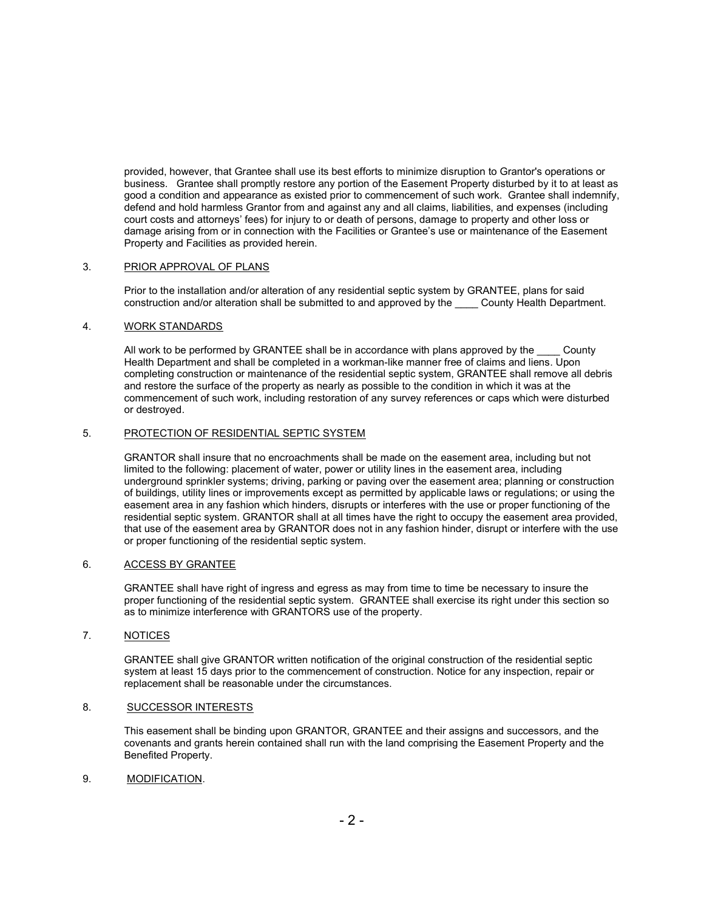provided, however, that Grantee shall use its best efforts to minimize disruption to Grantor's operations or business. Grantee shall promptly restore any portion of the Easement Property disturbed by it to at least as good a condition and appearance as existed prior to commencement of such work. Grantee shall indemnify, defend and hold harmless Grantor from and against any and all claims, liabilities, and expenses (including court costs and attorneys' fees) for injury to or death of persons, damage to property and other loss or damage arising from or in connection with the Facilities or Grantee's use or maintenance of the Easement Property and Facilities as provided herein.

3. PRIOR APPROVAL OF PLANS

Prior to the installation and/or alteration of any residential septic system by GRANTEE, plans for said construction and/or alteration shall be submitted to and approved by the ____ County Health Department.

4. WORK STANDARDS

All work to be performed by GRANTEE shall be in accordance with plans approved by the ____ County Health Department and shall be completed in a workman-like manner free of claims and liens. Upon completing construction or maintenance of the residential septic system, GRANTEE shall remove all debris and restore the surface of the property as nearly as possible to the condition in which it was at the commencement of such work, including restoration of any survey references or caps which were disturbed or destroyed.

5. PROTECTION OF RESIDENTIAL SEPTIC SYSTEM

GRANTOR shall insure that no encroachments shall be made on the easement area, including but not limited to the following: placement of water, power or utility lines in the easement area, including underground sprinkler systems; driving, parking or paving over the easement area; planning or construction of buildings, utility lines or improvements except as permitted by applicable laws or regulations; or using the easement area in any fashion which hinders, disrupts or interferes with the use or proper functioning of the residential septic system. GRANTOR shall at all times have the right to occupy the easement area provided, that use of the easement area by GRANTOR does not in any fashion hinder, disrupt or interfere with the use or proper functioning of the residential septic system.

6. ACCESS BY GRANTEE

GRANTEE shall have right of ingress and egress as may from time to time be necessary to insure the proper functioning of the residential septic system. GRANTEE shall exercise its right under this section so as to minimize interference with GRANTORS use of the property.

7. NOTICES

GRANTEE shall give GRANTOR written notification of the original construction of the residential septic system at least 15 days prior to the commencement of construction. Notice for any inspection, repair or replacement shall be reasonable under the circumstances.

8. SUCCESSOR INTERESTS

This easement shall be binding upon GRANTOR, GRANTEE and their assigns and successors, and the covenants and grants herein contained shall run with the land comprising the Easement Property and the Benefited Property.

9. MODIFICATION.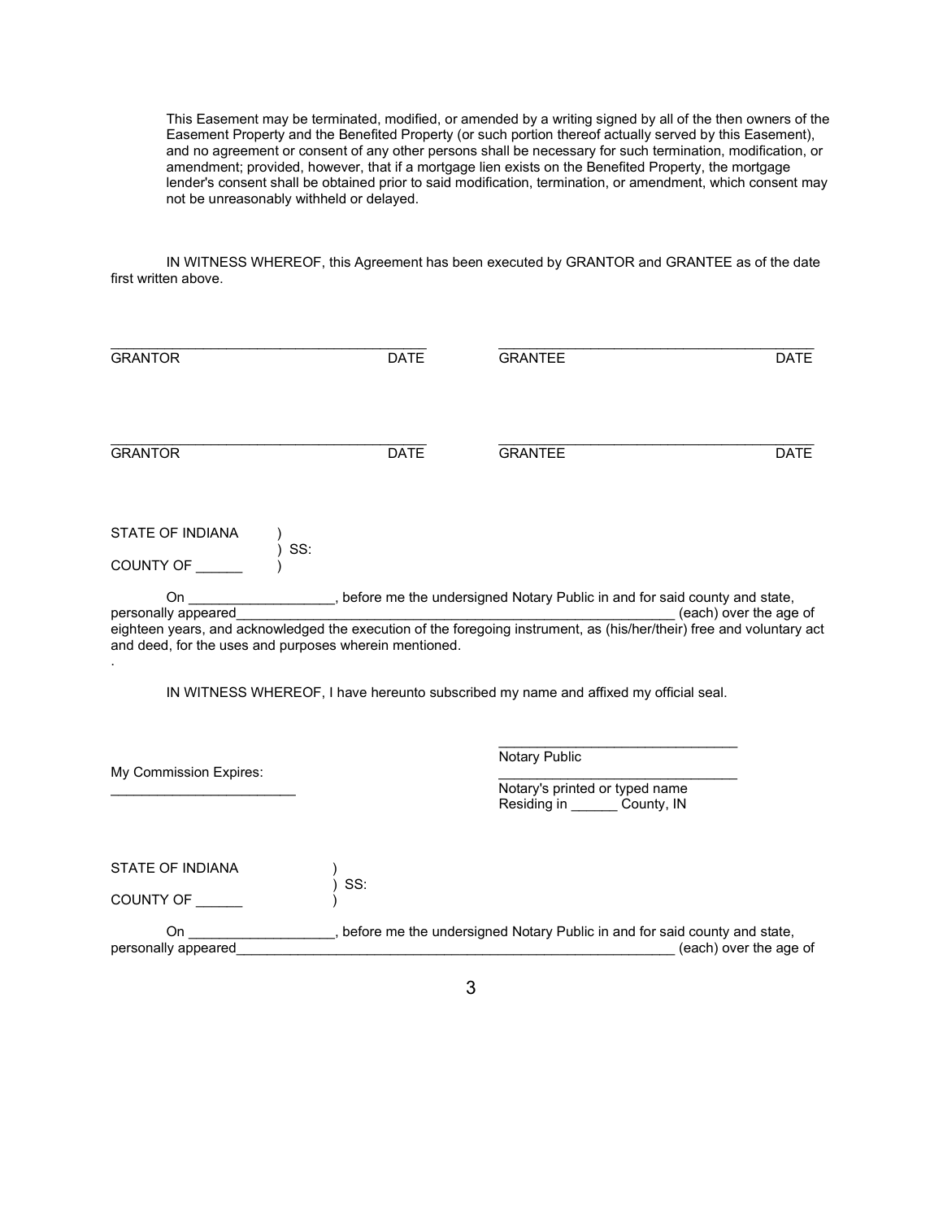This Easement may be terminated, modified, or amended by a writing signed by all of the then owners of the Easement Property and the Benefited Property (or such portion thereof actually served by this Easement), and no agreement or consent of any other persons shall be necessary for such termination, modification, or amendment; provided, however, that if a mortgage lien exists on the Benefited Property, the mortgage lender's consent shall be obtained prior to said modification, termination, or amendment, which consent may not be unreasonably withheld or delayed.

IN WITNESS WHEREOF, this Agreement has been executed by GRANTOR and GRANTEE as of the date first written above.

| | | | |
|---|---|---|---|
| \_\_\_\_\_\_\_\_\_\_\_\_\_\_\_\_\_\_\_\_\_\_\_\_\_\_\_\_\_\_\_\_ | | \_\_\_\_\_\_\_\_\_\_\_\_\_\_\_\_\_\_\_\_\_\_\_\_\_\_\_\_\_\_\_\_ | |
| GRANTOR | DATE | GRANTEE | DATE |
| \_\_\_\_\_\_\_\_\_\_\_\_\_\_\_\_\_\_\_\_\_\_\_\_\_\_\_\_\_\_\_\_ | | \_\_\_\_\_\_\_\_\_\_\_\_\_\_\_\_\_\_\_\_\_\_\_\_\_\_\_\_\_\_\_\_ | |
| GRANTOR | DATE | GRANTEE | DATE |

STATE OF INDIANA )
) SS:
COUNTY OF ______ )

On __________________, before me the undersigned Notary Public in and for said county and state, personally appeared__________________________________________________________ (each) over the age of eighteen years, and acknowledged the execution of the foregoing instrument, as (his/her/their) free and voluntary act and deed, for the uses and purposes wherein mentioned.

.

IN WITNESS WHEREOF, I have hereunto subscribed my name and affixed my official seal.

______________________________
Notary Public

My Commission Expires:
________________________

______________________________
Notary's printed or typed name
Residing in ______ County, IN

STATE OF INDIANA )
) SS:
COUNTY OF ______ )

On __________________, before me the undersigned Notary Public in and for said county and state, personally appeared__________________________________________________________ (each) over the age of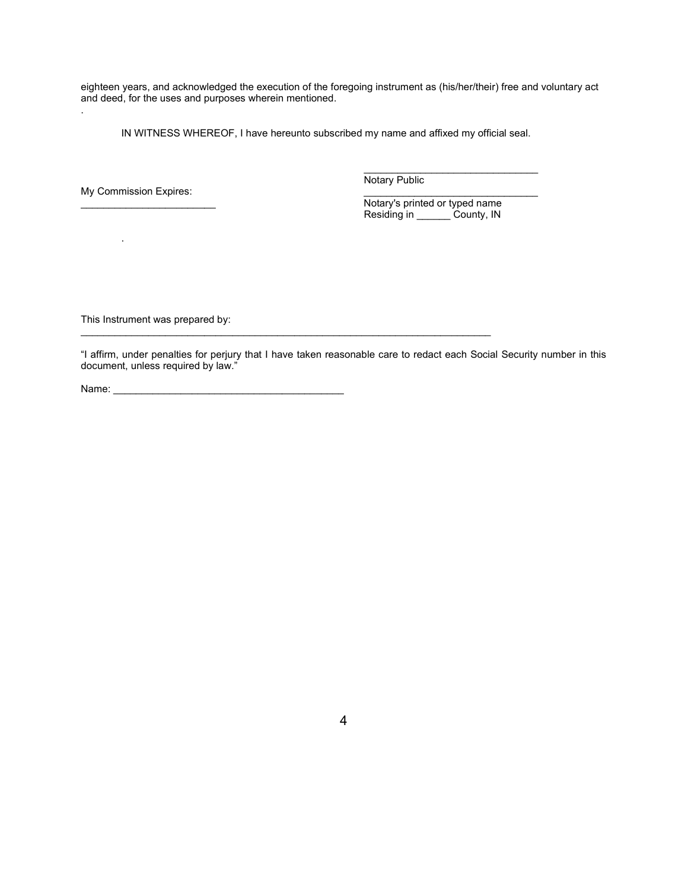eighteen years, and acknowledged the execution of the foregoing instrument as (his/her/their) free and voluntary act and deed, for the uses and purposes wherein mentioned.

.

IN WITNESS WHEREOF, I have hereunto subscribed my name and affixed my official seal.

________________________________
Notary Public

My Commission Expires:
________________________

________________________________
Notary's printed or typed name
Residing in ______ County, IN

.

This Instrument was prepared by:

_____________________________________________________________________________

"I affirm, under penalties for perjury that I have taken reasonable care to redact each Social Security number in this document, unless required by law."

Name: ___________________________________________